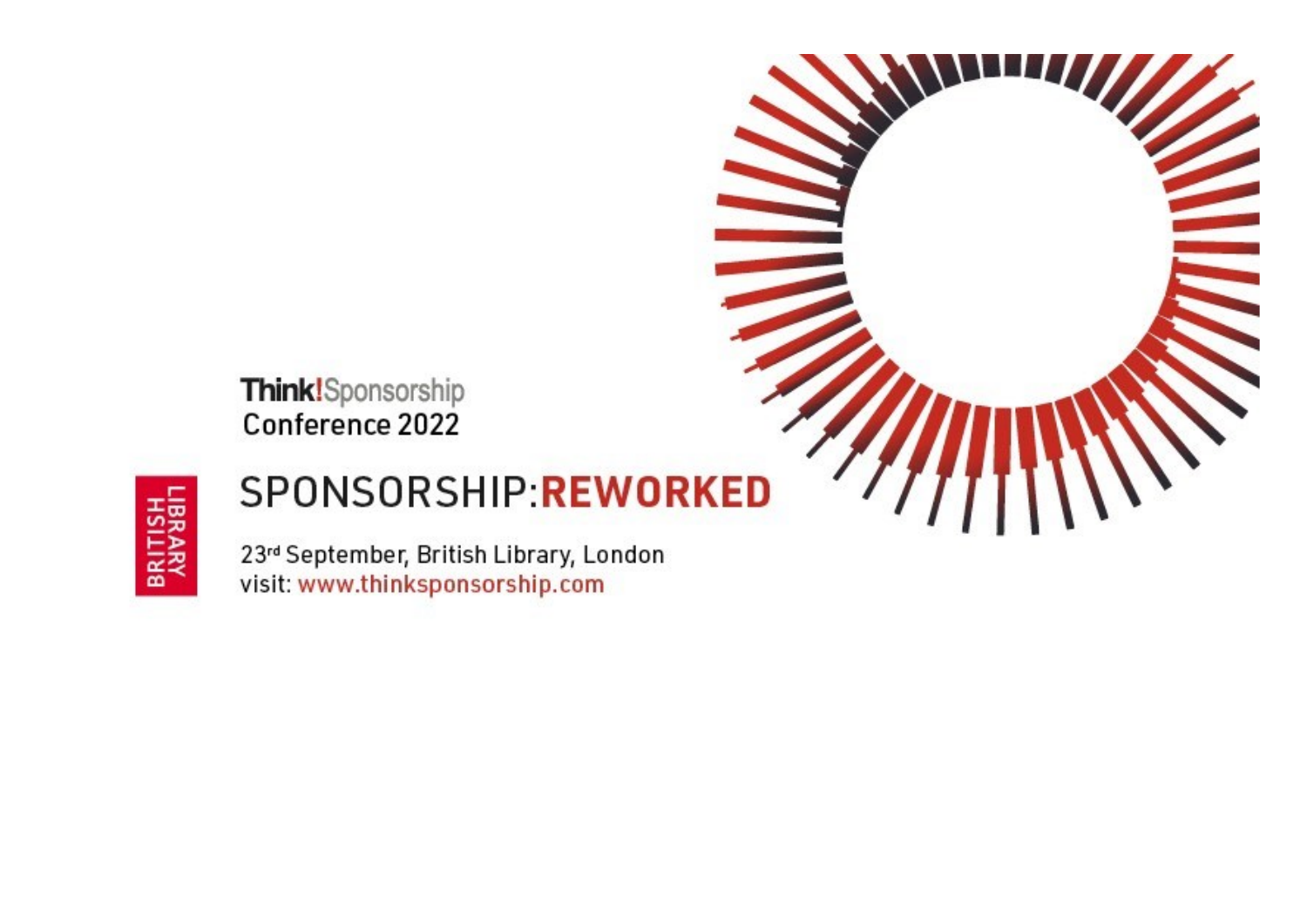**Think!** Sponsorship
Conference 2022

BRITISH LIBRARY

# SPONSORSHIP:**REWORKED**

23rd September, British Library, London
visit: www.thinksponsorship.com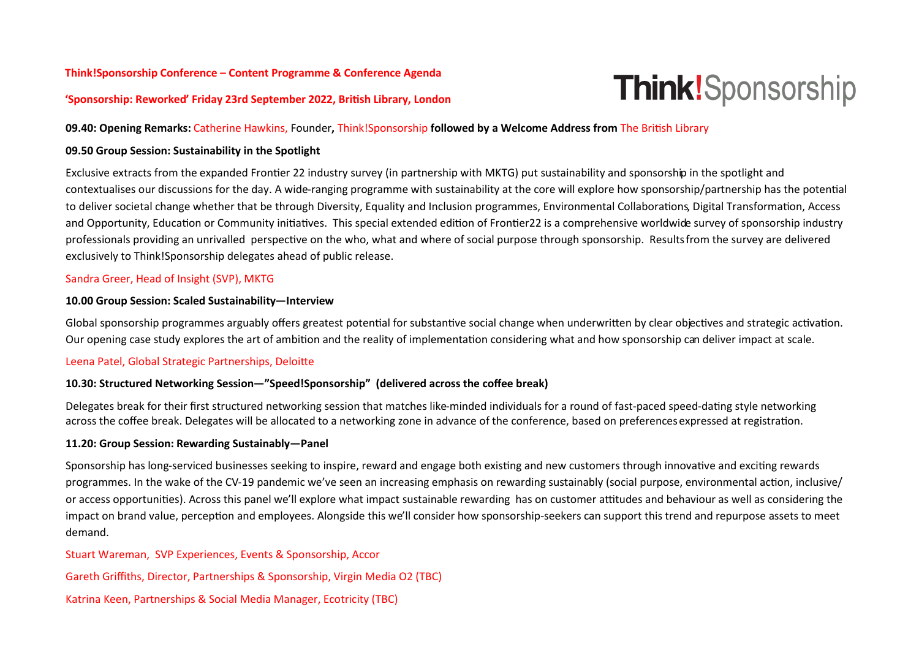**Think!Sponsorship Conference – Content Programme & Conference Agenda**

**'Sponsorship: Reworked' Friday 23rd September 2022, British Library, London**

Think!Sponsorship

**09.40: Opening Remarks:** Catherine Hawkins, Founder**,** Think!Sponsorship **followed by a Welcome Address from** The British Library

**09.50 Group Session: Sustainability in the Spotlight**

Exclusive extracts from the expanded Frontier 22 industry survey (in partnership with MKTG) put sustainability and sponsorship in the spotlight and contextualises our discussions for the day. A wide-ranging programme with sustainability at the core will explore how sponsorship/partnership has the potential to deliver societal change whether that be through Diversity, Equality and Inclusion programmes, Environmental Collaborations, Digital Transformation, Access and Opportunity, Education or Community initiatives. This special extended edition of Frontier22 is a comprehensive worldwide survey of sponsorship industry professionals providing an unrivalled perspective on the who, what and where of social purpose through sponsorship. Results from the survey are delivered exclusively to Think!Sponsorship delegates ahead of public release.

Sandra Greer, Head of Insight (SVP), MKTG

**10.00 Group Session: Scaled Sustainability—Interview**

Global sponsorship programmes arguably offers greatest potential for substantive social change when underwritten by clear objectives and strategic activation. Our opening case study explores the art of ambition and the reality of implementation considering what and how sponsorship can deliver impact at scale.

Leena Patel, Global Strategic Partnerships, Deloitte

**10.30: Structured Networking Session—"Speed!Sponsorship" (delivered across the coffee break)**

Delegates break for their first structured networking session that matches like-minded individuals for a round of fast-paced speed-dating style networking across the coffee break. Delegates will be allocated to a networking zone in advance of the conference, based on preferences expressed at registration.

**11.20: Group Session: Rewarding Sustainably—Panel**

Sponsorship has long-serviced businesses seeking to inspire, reward and engage both existing and new customers through innovative and exciting rewards programmes. In the wake of the CV-19 pandemic we've seen an increasing emphasis on rewarding sustainably (social purpose, environmental action, inclusive/ or access opportunities). Across this panel we'll explore what impact sustainable rewarding has on customer attitudes and behaviour as well as considering the impact on brand value, perception and employees. Alongside this we'll consider how sponsorship-seekers can support this trend and repurpose assets to meet demand.

Stuart Wareman, SVP Experiences, Events & Sponsorship, Accor

Gareth Griffiths, Director, Partnerships & Sponsorship, Virgin Media O2 (TBC)

Katrina Keen, Partnerships & Social Media Manager, Ecotricity (TBC)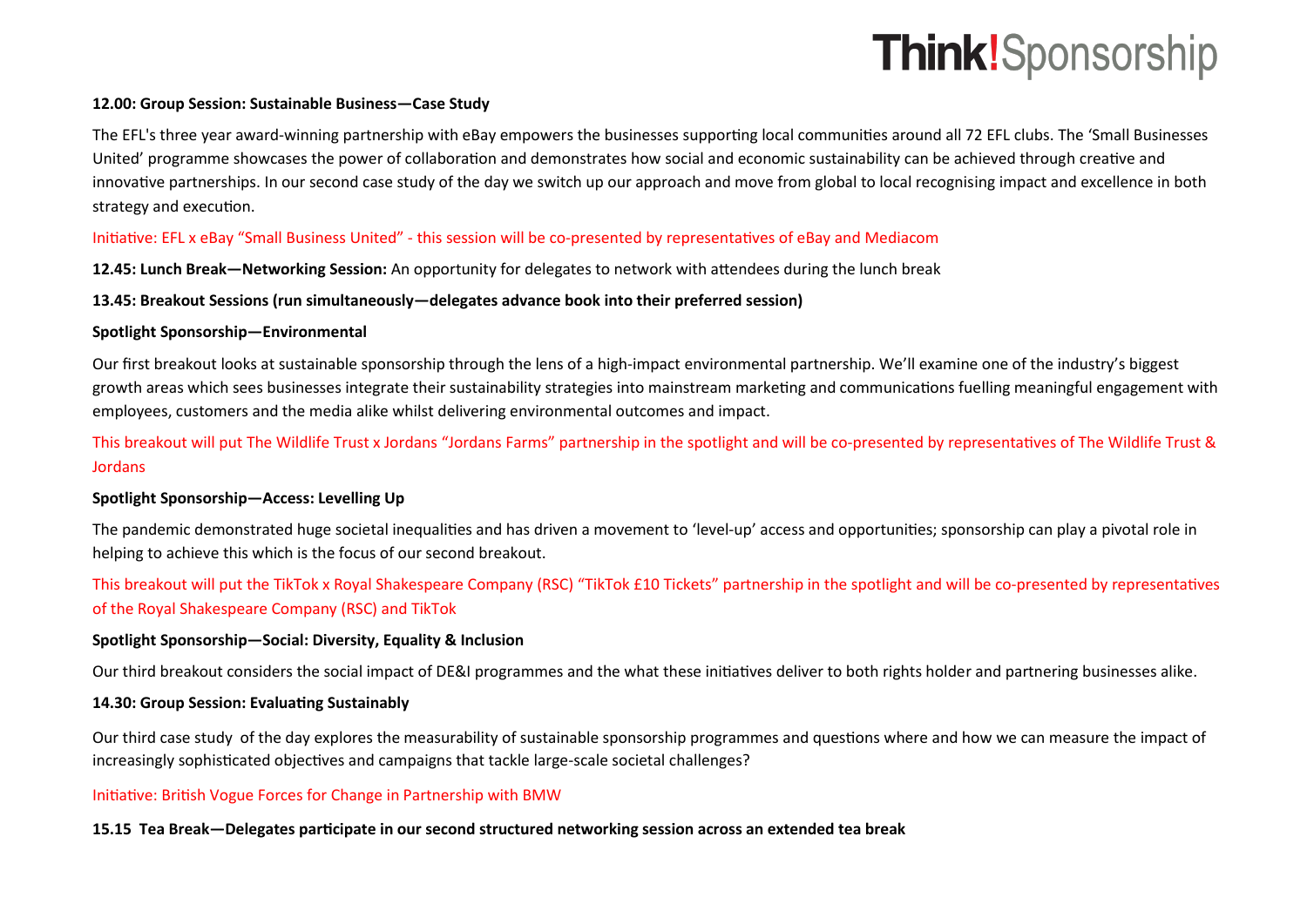**12.00: Group Session: Sustainable Business—Case Study**

The EFL's three year award-winning partnership with eBay empowers the businesses supporting local communities around all 72 EFL clubs. The 'Small Businesses United' programme showcases the power of collaboration and demonstrates how social and economic sustainability can be achieved through creative and innovative partnerships. In our second case study of the day we switch up our approach and move from global to local recognising impact and excellence in both strategy and execution.

Initiative: EFL x eBay "Small Business United" - this session will be co-presented by representatives of eBay and Mediacom

**12.45: Lunch Break—Networking Session:** An opportunity for delegates to network with attendees during the lunch break

**13.45: Breakout Sessions (run simultaneously—delegates advance book into their preferred session)**

**Spotlight Sponsorship—Environmental**

Our first breakout looks at sustainable sponsorship through the lens of a high-impact environmental partnership. We'll examine one of the industry's biggest growth areas which sees businesses integrate their sustainability strategies into mainstream marketing and communications fuelling meaningful engagement with employees, customers and the media alike whilst delivering environmental outcomes and impact.

This breakout will put The Wildlife Trust x Jordans "Jordans Farms" partnership in the spotlight and will be co-presented by representatives of The Wildlife Trust & Jordans

**Spotlight Sponsorship—Access: Levelling Up**

The pandemic demonstrated huge societal inequalities and has driven a movement to 'level-up' access and opportunities; sponsorship can play a pivotal role in helping to achieve this which is the focus of our second breakout.

This breakout will put the TikTok x Royal Shakespeare Company (RSC) "TikTok £10 Tickets" partnership in the spotlight and will be co-presented by representatives of the Royal Shakespeare Company (RSC) and TikTok

**Spotlight Sponsorship—Social: Diversity, Equality & Inclusion**

Our third breakout considers the social impact of DE&I programmes and the what these initiatives deliver to both rights holder and partnering businesses alike.

**14.30: Group Session: Evaluating Sustainably**

Our third case study of the day explores the measurability of sustainable sponsorship programmes and questions where and how we can measure the impact of increasingly sophisticated objectives and campaigns that tackle large-scale societal challenges?

Initiative: British Vogue Forces for Change in Partnership with BMW

**15.15 Tea Break—Delegates participate in our second structured networking session across an extended tea break**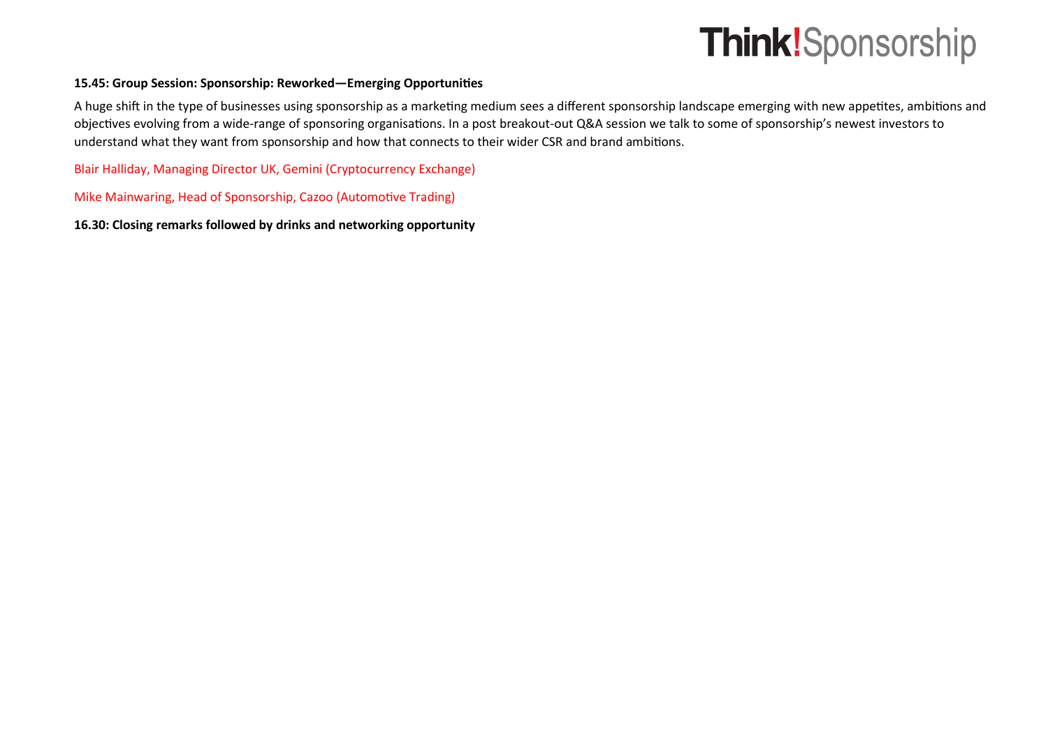**15.45: Group Session: Sponsorship: Reworked—Emerging Opportunities**

A huge shift in the type of businesses using sponsorship as a marketing medium sees a different sponsorship landscape emerging with new appetites, ambitions and objectives evolving from a wide-range of sponsoring organisations. In a post breakout-out Q&A session we talk to some of sponsorship's newest investors to understand what they want from sponsorship and how that connects to their wider CSR and brand ambitions.

Blair Halliday, Managing Director UK, Gemini (Cryptocurrency Exchange)

Mike Mainwaring, Head of Sponsorship, Cazoo (Automotive Trading)

**16.30: Closing remarks followed by drinks and networking opportunity**